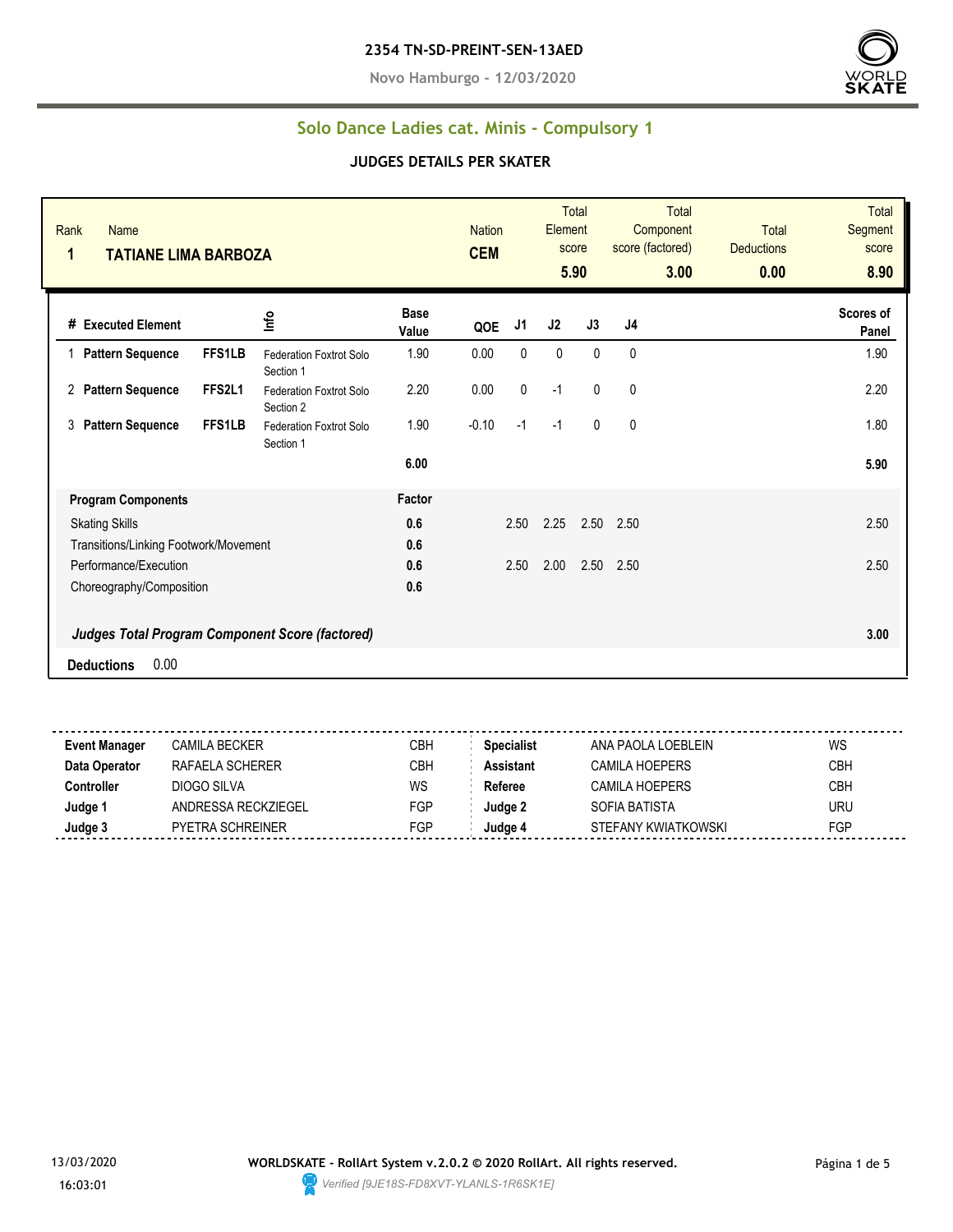**2354 TN-SD-PREINT-SEN-13AED**

**Novo Hamburgo - 12/03/2020**

## Solo Dance Ladies cat. Minis - Compulsory 1

### JUDGES DETAILS PER SKATER

| Rank | Name | Nation | Total Element score | Total Component score (factored) | Total Deductions | Total Segment score |
|---|---|---|---|---|---|---|
| 1 | **TATIANE LIMA BARBOZA** | **CEM** | **5.90** | **3.00** | **0.00** | **8.90** |

| # | Executed Element | | Info | Base Value | QOE | J1 | J2 | J3 | J4 | Scores of Panel |
|---|---|---|---|---|---|---|---|---|---|---|
| 1 | **Pattern Sequence** | **FFS1LB** | Federation Foxtrot Solo Section 1 | 1.90 | 0.00 | 0 | 0 | 0 | 0 | 1.90 |
| 2 | **Pattern Sequence** | **FFS2L1** | Federation Foxtrot Solo Section 2 | 2.20 | 0.00 | 0 | -1 | 0 | 0 | 2.20 |
| 3 | **Pattern Sequence** | **FFS1LB** | Federation Foxtrot Solo Section 1 | 1.90 | -0.10 | -1 | -1 | 0 | 0 | 1.80 |
| | | | | **6.00** | | | | | | **5.90** |

| **Program Components** | **Factor** | J1 | J2 | J3 | J4 | |
|---|---|---|---|---|---|---|
| Skating Skills | **0.6** | 2.50 | 2.25 | 2.50 | 2.50 | 2.50 |
| Transitions/Linking Footwork/Movement | **0.6** | | | | | |
| Performance/Execution | **0.6** | 2.50 | 2.00 | 2.50 | 2.50 | 2.50 |
| Choreography/Composition | **0.6** | | | | | |
| ***Judges Total Program Component Score (factored)*** | | | | | | **3.00** |

**Deductions** 0.00

| | | | | | |
|---|---|---|---|---|---|
| **Event Manager** | CAMILA BECKER | CBH | **Specialist** | ANA PAOLA LOEBLEIN | WS |
| **Data Operator** | RAFAELA SCHERER | CBH | **Assistant** | CAMILA HOEPERS | CBH |
| **Controller** | DIOGO SILVA | WS | **Referee** | CAMILA HOEPERS | CBH |
| **Judge 1** | ANDRESSA RECKZIEGEL | FGP | **Judge 2** | SOFIA BATISTA | URU |
| **Judge 3** | PYETRA SCHREINER | FGP | **Judge 4** | STEFANY KWIATKOWSKI | FGP |

13/03/2020
16:03:01

**WORLDSKATE - RollArt System v.2.0.2 © 2020 RollArt. All rights reserved.**

*Verified [9JE18S-FD8XVT-YLANLS-1R6SK1E]*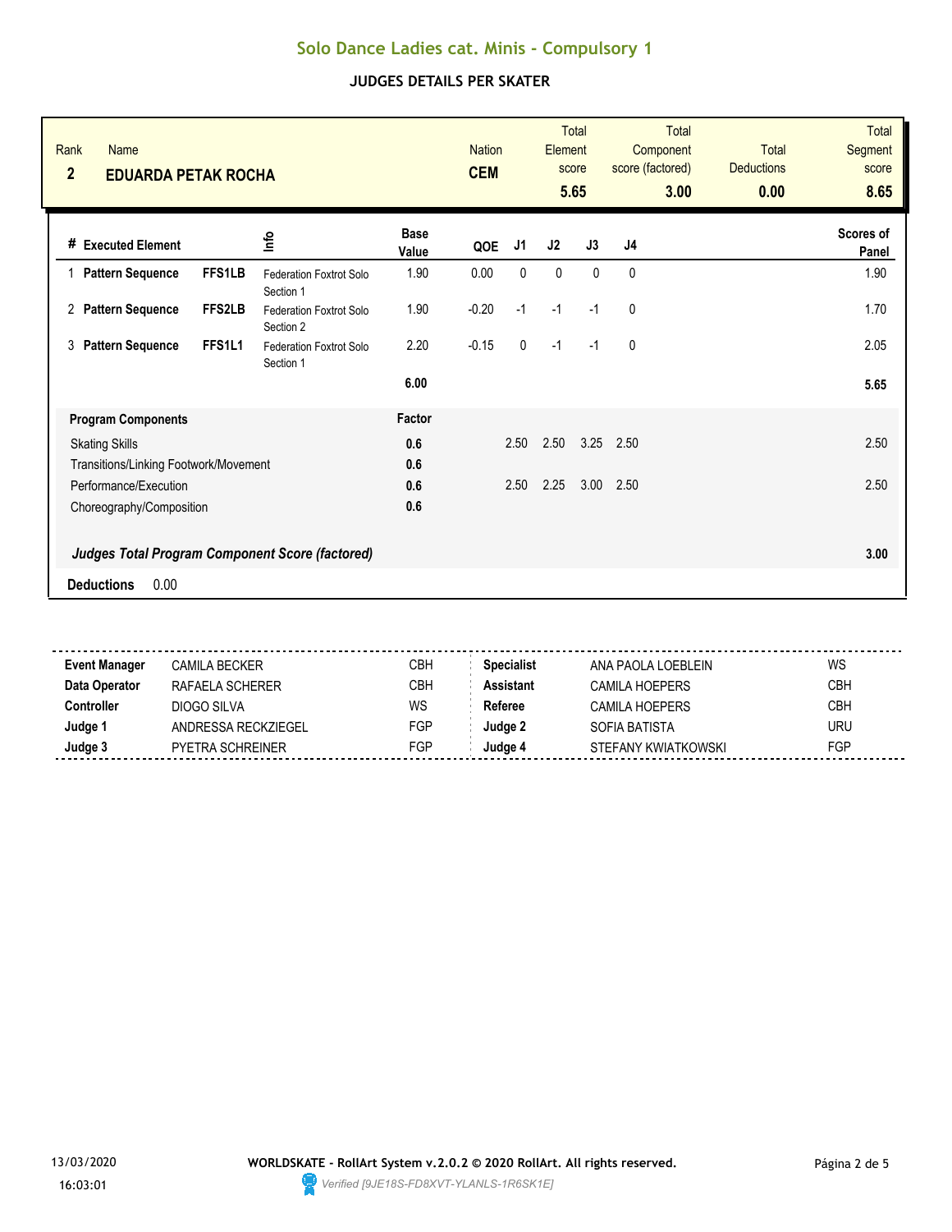# Solo Dance Ladies cat. Minis - Compulsory 1

## JUDGES DETAILS PER SKATER

| Rank | Name | Nation | Total Element score | Total Component score (factored) | Total Deductions | Total Segment score |
|---|---|---|---|---|---|---|
| 2 | EDUARDA PETAK ROCHA | CEM | 5.65 | 3.00 | 0.00 | 8.65 |

| # | Executed Element | | Info | Base Value | QOE | J1 | J2 | J3 | J4 | Scores of Panel |
|---|---|---|---|---|---|---|---|---|---|---|
| 1 | Pattern Sequence | FFS1LB | Federation Foxtrot Solo Section 1 | 1.90 | 0.00 | 0 | 0 | 0 | 0 | 1.90 |
| 2 | Pattern Sequence | FFS2LB | Federation Foxtrot Solo Section 2 | 1.90 | -0.20 | -1 | -1 | -1 | 0 | 1.70 |
| 3 | Pattern Sequence | FFS1L1 | Federation Foxtrot Solo Section 1 | 2.20 | -0.15 | 0 | -1 | -1 | 0 | 2.05 |
| | | | | **6.00** | | | | | | **5.65** |

| Program Components | Factor | J1 | J2 | J3 | J4 | |
|---|---|---|---|---|---|---|
| Skating Skills | 0.6 | 2.50 | 2.50 | 3.25 | 2.50 | 2.50 |
| Transitions/Linking Footwork/Movement | 0.6 | | | | | |
| Performance/Execution | 0.6 | 2.50 | 2.25 | 3.00 | 2.50 | 2.50 |
| Choreography/Composition | 0.6 | | | | | |
| ***Judges Total Program Component Score (factored)*** | | | | | | **3.00** |

**Deductions** 0.00

| | | | | | |
|---|---|---|---|---|---|
| **Event Manager** | CAMILA BECKER | CBH | **Specialist** | ANA PAOLA LOEBLEIN | WS |
| **Data Operator** | RAFAELA SCHERER | CBH | **Assistant** | CAMILA HOEPERS | CBH |
| **Controller** | DIOGO SILVA | WS | **Referee** | CAMILA HOEPERS | CBH |
| **Judge 1** | ANDRESSA RECKZIEGEL | FGP | **Judge 2** | SOFIA BATISTA | URU |
| **Judge 3** | PYETRA SCHREINER | FGP | **Judge 4** | STEFANY KWIATKOWSKI | FGP |

13/03/2020 16:03:01

**WORLDSKATE - RollArt System v.2.0.2 © 2020 RollArt. All rights reserved.**

*Verified [9JE18S-FD8XVT-YLANLS-1R6SK1E]*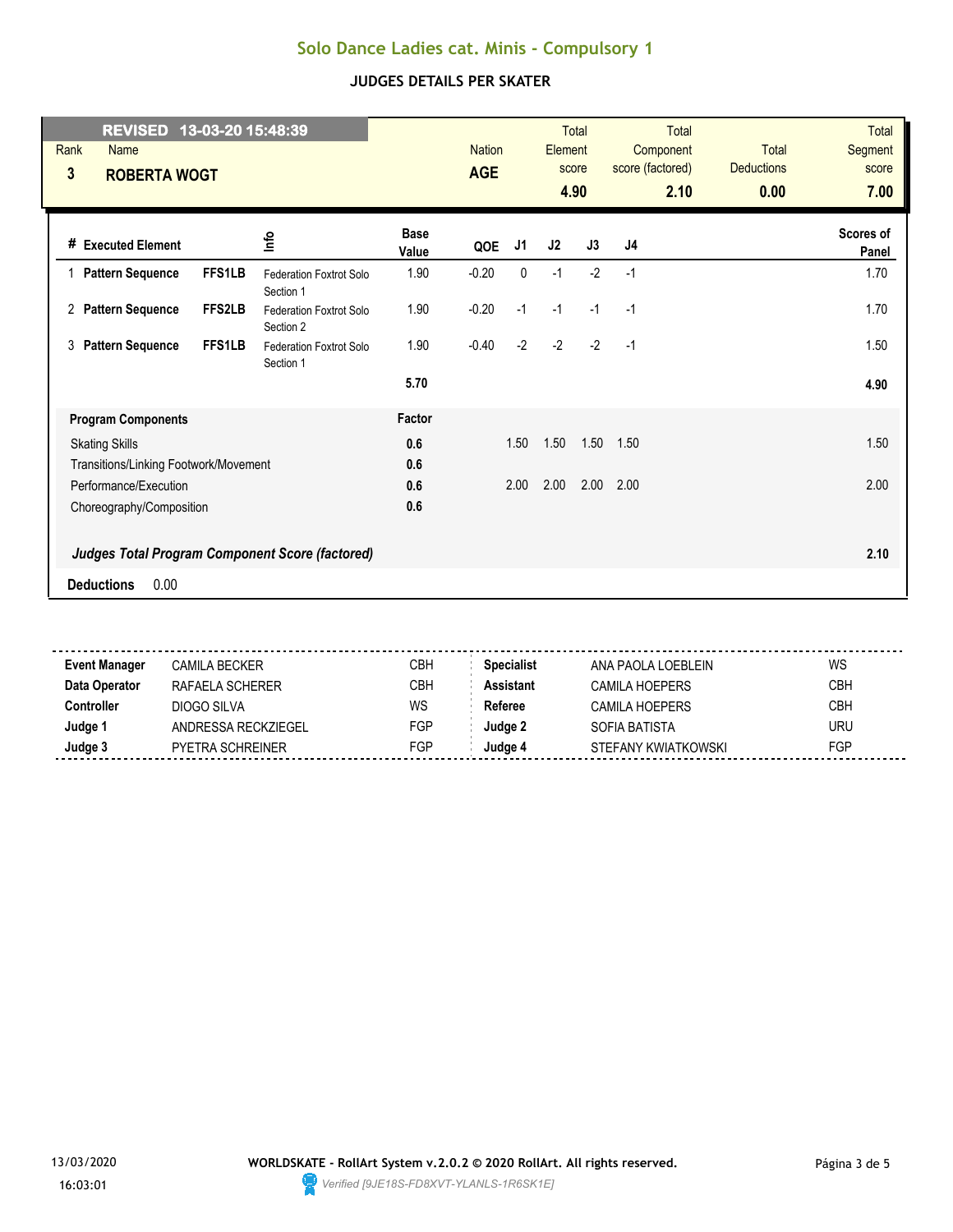# Solo Dance Ladies cat. Minis - Compulsory 1

## JUDGES DETAILS PER SKATER

**REVISED 13-03-20 15:48:39**

| Rank | Name | Nation | Total Element score | Total Component score (factored) | Total Deductions | Total Segment score |
|---|---|---|---|---|---|---|
| 3 | **ROBERTA WOGT** | **AGE** | **4.90** | **2.10** | **0.00** | **7.00** |

| # | Executed Element | | Info | Base Value | QOE | J1 | J2 | J3 | J4 | Scores of Panel |
|---|---|---|---|---|---|---|---|---|---|---|
| 1 | **Pattern Sequence** | **FFS1LB** | Federation Foxtrot Solo Section 1 | 1.90 | -0.20 | 0 | -1 | -2 | -1 | 1.70 |
| 2 | **Pattern Sequence** | **FFS2LB** | Federation Foxtrot Solo Section 2 | 1.90 | -0.20 | -1 | -1 | -1 | -1 | 1.70 |
| 3 | **Pattern Sequence** | **FFS1LB** | Federation Foxtrot Solo Section 1 | 1.90 | -0.40 | -2 | -2 | -2 | -1 | 1.50 |
| | | | | **5.70** | | | | | | **4.90** |

| Program Components | Factor | J1 | J2 | J3 | J4 | |
|---|---|---|---|---|---|---|
| Skating Skills | **0.6** | 1.50 | 1.50 | 1.50 | 1.50 | 1.50 |
| Transitions/Linking Footwork/Movement | **0.6** | | | | | |
| Performance/Execution | **0.6** | 2.00 | 2.00 | 2.00 | 2.00 | 2.00 |
| Choreography/Composition | **0.6** | | | | | |
| ***Judges Total Program Component Score (factored)*** | | | | | | **2.10** |

**Deductions** 0.00

| | | | | | |
|---|---|---|---|---|---|
| **Event Manager** | CAMILA BECKER | CBH | **Specialist** | ANA PAOLA LOEBLEIN | WS |
| **Data Operator** | RAFAELA SCHERER | CBH | **Assistant** | CAMILA HOEPERS | CBH |
| **Controller** | DIOGO SILVA | WS | **Referee** | CAMILA HOEPERS | CBH |
| **Judge 1** | ANDRESSA RECKZIEGEL | FGP | **Judge 2** | SOFIA BATISTA | URU |
| **Judge 3** | PYETRA SCHREINER | FGP | **Judge 4** | STEFANY KWIATKOWSKI | FGP |

13/03/2020
16:03:01

**WORLDSKATE - RollArt System v.2.0.2 © 2020 RollArt. All rights reserved.**
*Verified [9JE18S-FD8XVT-YLANLS-1R6SK1E]*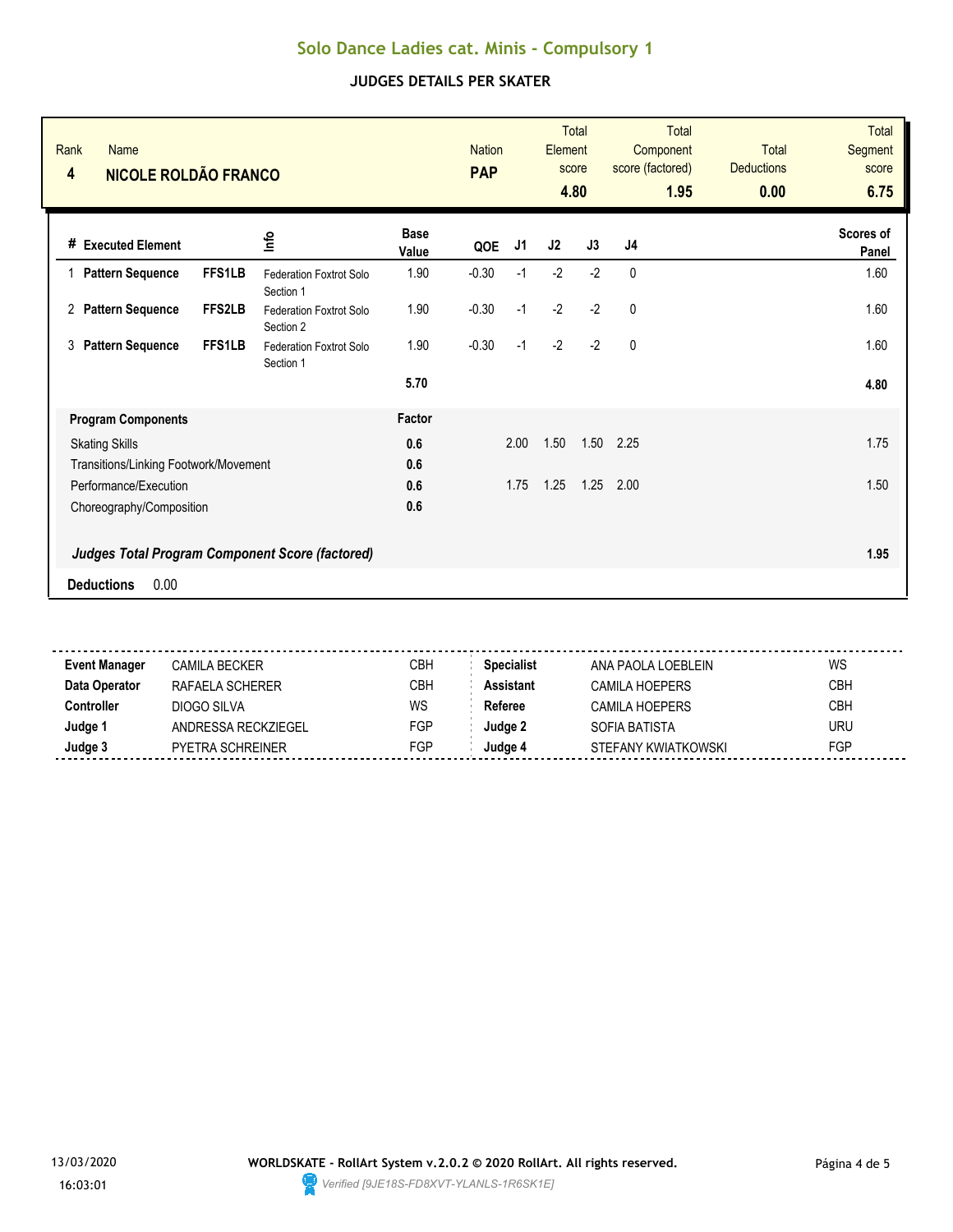# Solo Dance Ladies cat. Minis - Compulsory 1

## JUDGES DETAILS PER SKATER

| Rank | Name | Nation | Total Element score | Total Component score (factored) | Total Deductions | Total Segment score |
|---|---|---|---|---|---|---|
| 4 | NICOLE ROLDÃO FRANCO | PAP | 4.80 | 1.95 | 0.00 | 6.75 |

| # | Executed Element | | Info | Base Value | QOE | J1 | J2 | J3 | J4 | Scores of Panel |
|---|---|---|---|---|---|---|---|---|---|---|
| 1 | Pattern Sequence | FFS1LB | Federation Foxtrot Solo Section 1 | 1.90 | -0.30 | -1 | -2 | -2 | 0 | 1.60 |
| 2 | Pattern Sequence | FFS2LB | Federation Foxtrot Solo Section 2 | 1.90 | -0.30 | -1 | -2 | -2 | 0 | 1.60 |
| 3 | Pattern Sequence | FFS1LB | Federation Foxtrot Solo Section 1 | 1.90 | -0.30 | -1 | -2 | -2 | 0 | 1.60 |
| | | | | 5.70 | | | | | | 4.80 |

| Program Components | Factor | J1 | J2 | J3 | J4 | |
|---|---|---|---|---|---|---|
| Skating Skills | 0.6 | 2.00 | 1.50 | 1.50 | 2.25 | 1.75 |
| Transitions/Linking Footwork/Movement | 0.6 | | | | | |
| Performance/Execution | 0.6 | 1.75 | 1.25 | 1.25 | 2.00 | 1.50 |
| Choreography/Composition | 0.6 | | | | | |
| ***Judges Total Program Component Score (factored)*** | | | | | | **1.95** |

**Deductions** 0.00

| | | | | | |
|---|---|---|---|---|---|
| **Event Manager** | CAMILA BECKER | CBH | **Specialist** | ANA PAOLA LOEBLEIN | WS |
| **Data Operator** | RAFAELA SCHERER | CBH | **Assistant** | CAMILA HOEPERS | CBH |
| **Controller** | DIOGO SILVA | WS | **Referee** | CAMILA HOEPERS | CBH |
| **Judge 1** | ANDRESSA RECKZIEGEL | FGP | **Judge 2** | SOFIA BATISTA | URU |
| **Judge 3** | PYETRA SCHREINER | FGP | **Judge 4** | STEFANY KWIATKOWSKI | FGP |

13/03/2020 16:03:01

**WORLDSKATE - RollArt System v.2.0.2 © 2020 RollArt. All rights reserved.**

*Verified [9JE18S-FD8XVT-YLANLS-1R6SK1E]*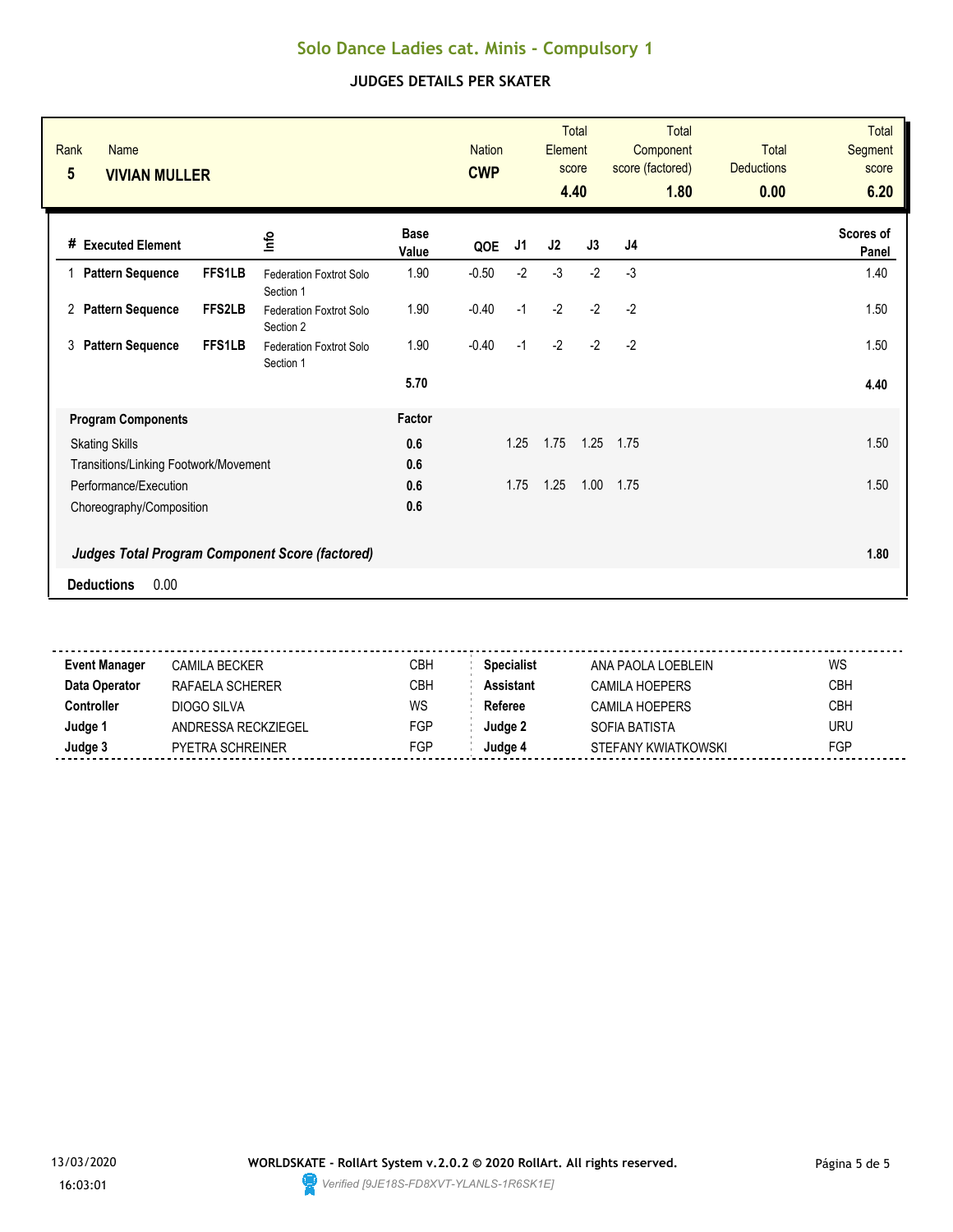# Solo Dance Ladies cat. Minis - Compulsory 1

## JUDGES DETAILS PER SKATER

| Rank | Name | Nation | Total Element score | Total Component score (factored) | Total Deductions | Total Segment score |
|---|---|---|---|---|---|---|
| 5 | **VIVIAN MULLER** | **CWP** | **4.40** | **1.80** | **0.00** | **6.20** |

| # | Executed Element | | Info | Base Value | QOE | J1 | J2 | J3 | J4 | Scores of Panel |
|---|---|---|---|---|---|---|---|---|---|---|
| 1 | **Pattern Sequence** | **FFS1LB** | Federation Foxtrot Solo Section 1 | 1.90 | -0.50 | -2 | -3 | -2 | -3 | 1.40 |
| 2 | **Pattern Sequence** | **FFS2LB** | Federation Foxtrot Solo Section 2 | 1.90 | -0.40 | -1 | -2 | -2 | -2 | 1.50 |
| 3 | **Pattern Sequence** | **FFS1LB** | Federation Foxtrot Solo Section 1 | 1.90 | -0.40 | -1 | -2 | -2 | -2 | 1.50 |
| | | | | **5.70** | | | | | | **4.40** |

| Program Components | Factor | J1 | J2 | J3 | J4 | |
|---|---|---|---|---|---|---|
| Skating Skills | **0.6** | 1.25 | 1.75 | 1.25 | 1.75 | 1.50 |
| Transitions/Linking Footwork/Movement | **0.6** | | | | | |
| Performance/Execution | **0.6** | 1.75 | 1.25 | 1.00 | 1.75 | 1.50 |
| Choreography/Composition | **0.6** | | | | | |
| ***Judges Total Program Component Score (factored)*** | | | | | | **1.80** |

**Deductions** 0.00

| | | | | | |
|---|---|---|---|---|---|
| **Event Manager** | CAMILA BECKER | CBH | **Specialist** | ANA PAOLA LOEBLEIN | WS |
| **Data Operator** | RAFAELA SCHERER | CBH | **Assistant** | CAMILA HOEPERS | CBH |
| **Controller** | DIOGO SILVA | WS | **Referee** | CAMILA HOEPERS | CBH |
| **Judge 1** | ANDRESSA RECKZIEGEL | FGP | **Judge 2** | SOFIA BATISTA | URU |
| **Judge 3** | PYETRA SCHREINER | FGP | **Judge 4** | STEFANY KWIATKOWSKI | FGP |

13/03/2020 16:03:01

**WORLDSKATE - RollArt System v.2.0.2 © 2020 RollArt. All rights reserved.**

*Verified [9JE18S-FD8XVT-YLANLS-1R6SK1E]*